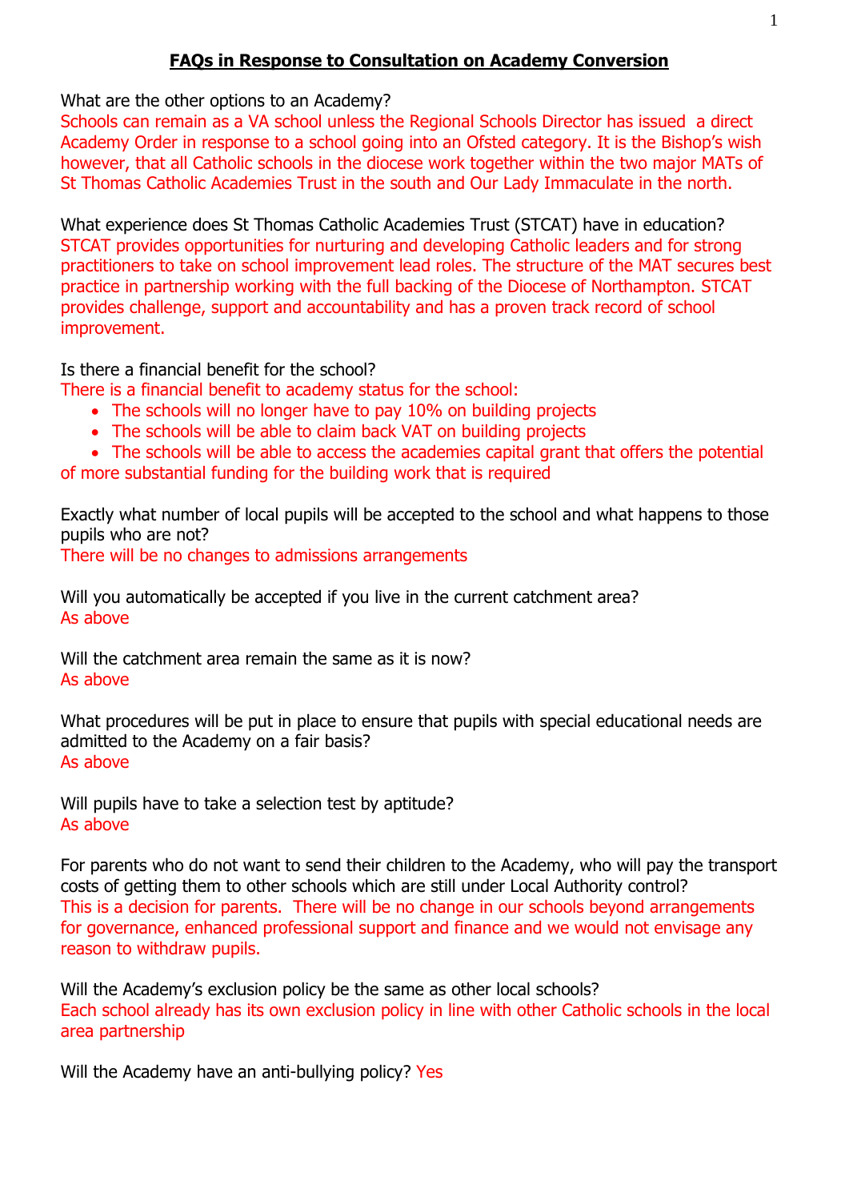# FAQs in Response to Consultation on Academy Conversion

What are the other options to an Academy?

Schools can remain as a VA school unless the Regional Schools Director has issued a direct Academy Order in response to a school going into an Ofsted category. It is the Bishop's wish however, that all Catholic schools in the diocese work together within the two major MATs of St Thomas Catholic Academies Trust in the south and Our Lady Immaculate in the north.

What experience does St Thomas Catholic Academies Trust (STCAT) have in education?

STCAT provides opportunities for nurturing and developing Catholic leaders and for strong practitioners to take on school improvement lead roles. The structure of the MAT secures best practice in partnership working with the full backing of the Diocese of Northampton. STCAT provides challenge, support and accountability and has a proven track record of school improvement.

Is there a financial benefit for the school?

There is a financial benefit to academy status for the school:

- The schools will no longer have to pay 10% on building projects
- The schools will be able to claim back VAT on building projects
- The schools will be able to access the academies capital grant that offers the potential of more substantial funding for the building work that is required

Exactly what number of local pupils will be accepted to the school and what happens to those pupils who are not?

There will be no changes to admissions arrangements

Will you automatically be accepted if you live in the current catchment area?

As above

Will the catchment area remain the same as it is now?

As above

What procedures will be put in place to ensure that pupils with special educational needs are admitted to the Academy on a fair basis?

As above

Will pupils have to take a selection test by aptitude?

As above

For parents who do not want to send their children to the Academy, who will pay the transport costs of getting them to other schools which are still under Local Authority control?

This is a decision for parents. There will be no change in our schools beyond arrangements for governance, enhanced professional support and finance and we would not envisage any reason to withdraw pupils.

Will the Academy's exclusion policy be the same as other local schools?

Each school already has its own exclusion policy in line with other Catholic schools in the local area partnership

Will the Academy have an anti-bullying policy? Yes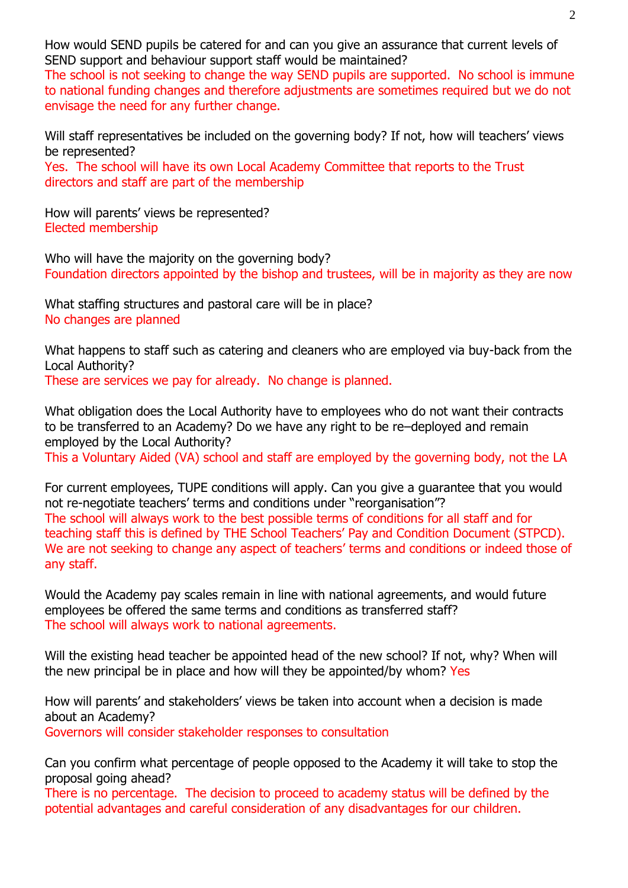How would SEND pupils be catered for and can you give an assurance that current levels of SEND support and behaviour support staff would be maintained?
The school is not seeking to change the way SEND pupils are supported. No school is immune to national funding changes and therefore adjustments are sometimes required but we do not envisage the need for any further change.

Will staff representatives be included on the governing body? If not, how will teachers' views be represented?
Yes. The school will have its own Local Academy Committee that reports to the Trust directors and staff are part of the membership

How will parents' views be represented?
Elected membership

Who will have the majority on the governing body?
Foundation directors appointed by the bishop and trustees, will be in majority as they are now

What staffing structures and pastoral care will be in place?
No changes are planned

What happens to staff such as catering and cleaners who are employed via buy-back from the Local Authority?
These are services we pay for already. No change is planned.

What obligation does the Local Authority have to employees who do not want their contracts to be transferred to an Academy? Do we have any right to be re–deployed and remain employed by the Local Authority?
This a Voluntary Aided (VA) school and staff are employed by the governing body, not the LA

For current employees, TUPE conditions will apply. Can you give a guarantee that you would not re-negotiate teachers' terms and conditions under "reorganisation"?
The school will always work to the best possible terms of conditions for all staff and for teaching staff this is defined by THE School Teachers' Pay and Condition Document (STPCD). We are not seeking to change any aspect of teachers' terms and conditions or indeed those of any staff.

Would the Academy pay scales remain in line with national agreements, and would future employees be offered the same terms and conditions as transferred staff?
The school will always work to national agreements.

Will the existing head teacher be appointed head of the new school? If not, why? When will the new principal be in place and how will they be appointed/by whom? Yes

How will parents' and stakeholders' views be taken into account when a decision is made about an Academy?
Governors will consider stakeholder responses to consultation

Can you confirm what percentage of people opposed to the Academy it will take to stop the proposal going ahead?
There is no percentage. The decision to proceed to academy status will be defined by the potential advantages and careful consideration of any disadvantages for our children.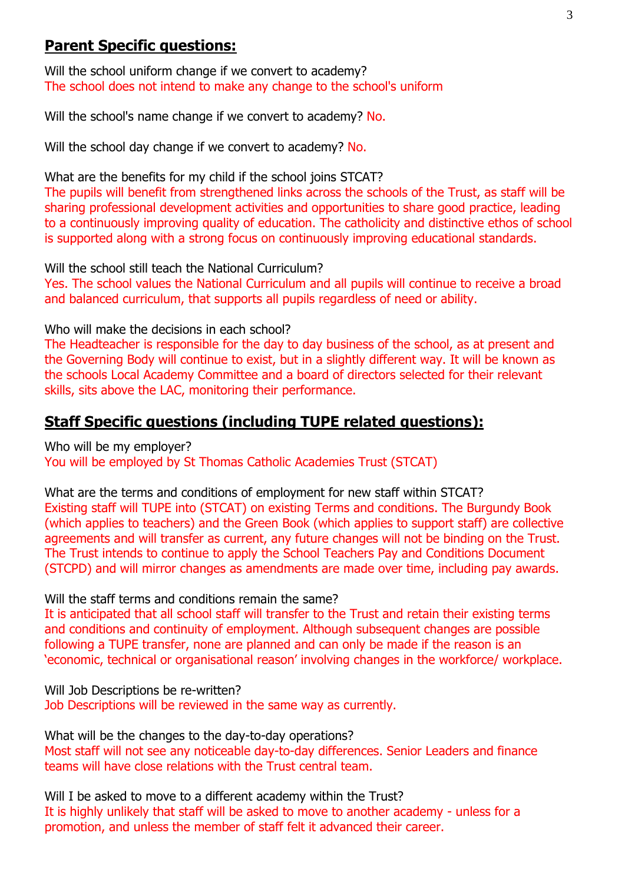## **Parent Specific questions:**

Will the school uniform change if we convert to academy?
The school does not intend to make any change to the school's uniform

Will the school's name change if we convert to academy? No.

Will the school day change if we convert to academy? No.

What are the benefits for my child if the school joins STCAT?
The pupils will benefit from strengthened links across the schools of the Trust, as staff will be sharing professional development activities and opportunities to share good practice, leading to a continuously improving quality of education. The catholicity and distinctive ethos of school is supported along with a strong focus on continuously improving educational standards.

Will the school still teach the National Curriculum?
Yes. The school values the National Curriculum and all pupils will continue to receive a broad and balanced curriculum, that supports all pupils regardless of need or ability.

Who will make the decisions in each school?
The Headteacher is responsible for the day to day business of the school, as at present and the Governing Body will continue to exist, but in a slightly different way. It will be known as the schools Local Academy Committee and a board of directors selected for their relevant skills, sits above the LAC, monitoring their performance.

## **Staff Specific questions (including TUPE related questions):**

Who will be my employer?
You will be employed by St Thomas Catholic Academies Trust (STCAT)

What are the terms and conditions of employment for new staff within STCAT?
Existing staff will TUPE into (STCAT) on existing Terms and conditions. The Burgundy Book (which applies to teachers) and the Green Book (which applies to support staff) are collective agreements and will transfer as current, any future changes will not be binding on the Trust. The Trust intends to continue to apply the School Teachers Pay and Conditions Document (STCPD) and will mirror changes as amendments are made over time, including pay awards.

Will the staff terms and conditions remain the same?
It is anticipated that all school staff will transfer to the Trust and retain their existing terms and conditions and continuity of employment. Although subsequent changes are possible following a TUPE transfer, none are planned and can only be made if the reason is an 'economic, technical or organisational reason' involving changes in the workforce/ workplace.

Will Job Descriptions be re-written?
Job Descriptions will be reviewed in the same way as currently.

What will be the changes to the day-to-day operations?
Most staff will not see any noticeable day-to-day differences. Senior Leaders and finance teams will have close relations with the Trust central team.

Will I be asked to move to a different academy within the Trust?
It is highly unlikely that staff will be asked to move to another academy - unless for a promotion, and unless the member of staff felt it advanced their career.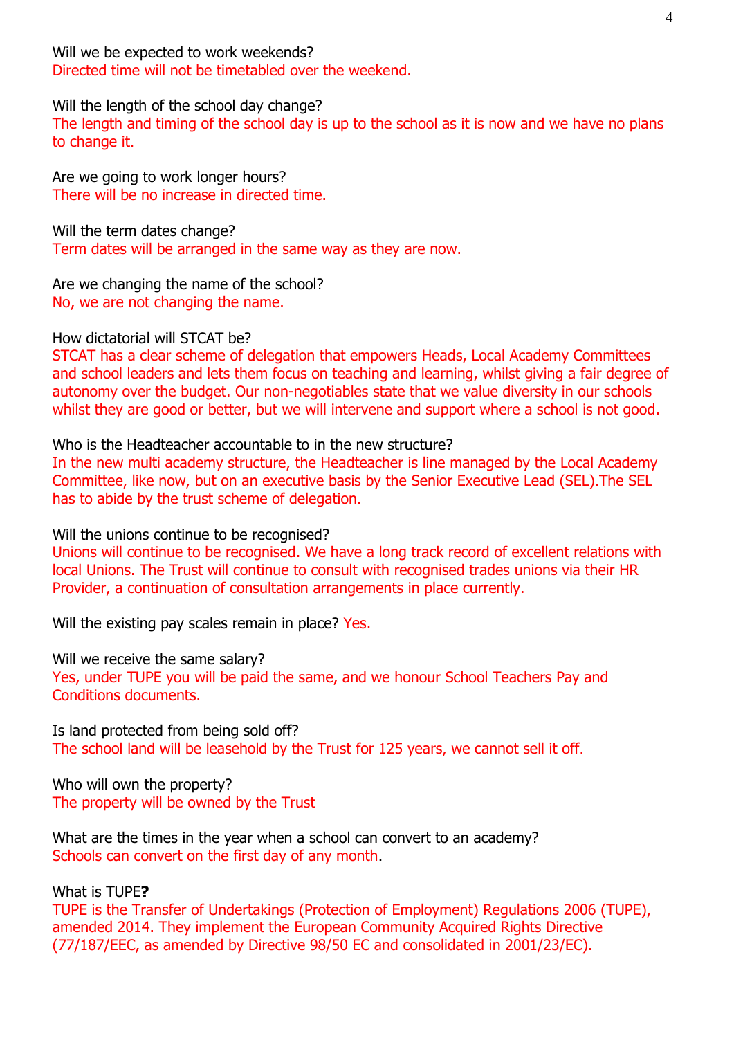Will we be expected to work weekends?
Directed time will not be timetabled over the weekend.

Will the length of the school day change?
The length and timing of the school day is up to the school as it is now and we have no plans to change it.

Are we going to work longer hours?
There will be no increase in directed time.

Will the term dates change?
Term dates will be arranged in the same way as they are now.

Are we changing the name of the school?
No, we are not changing the name.

How dictatorial will STCAT be?
STCAT has a clear scheme of delegation that empowers Heads, Local Academy Committees and school leaders and lets them focus on teaching and learning, whilst giving a fair degree of autonomy over the budget. Our non-negotiables state that we value diversity in our schools whilst they are good or better, but we will intervene and support where a school is not good.

Who is the Headteacher accountable to in the new structure?
In the new multi academy structure, the Headteacher is line managed by the Local Academy Committee, like now, but on an executive basis by the Senior Executive Lead (SEL).The SEL has to abide by the trust scheme of delegation.

Will the unions continue to be recognised?
Unions will continue to be recognised. We have a long track record of excellent relations with local Unions. The Trust will continue to consult with recognised trades unions via their HR Provider, a continuation of consultation arrangements in place currently.

Will the existing pay scales remain in place? Yes.

Will we receive the same salary?
Yes, under TUPE you will be paid the same, and we honour School Teachers Pay and Conditions documents.

Is land protected from being sold off?
The school land will be leasehold by the Trust for 125 years, we cannot sell it off.

Who will own the property?
The property will be owned by the Trust

What are the times in the year when a school can convert to an academy?
Schools can convert on the first day of any month.

What is TUPE**?**
TUPE is the Transfer of Undertakings (Protection of Employment) Regulations 2006 (TUPE), amended 2014. They implement the European Community Acquired Rights Directive (77/187/EEC, as amended by Directive 98/50 EC and consolidated in 2001/23/EC).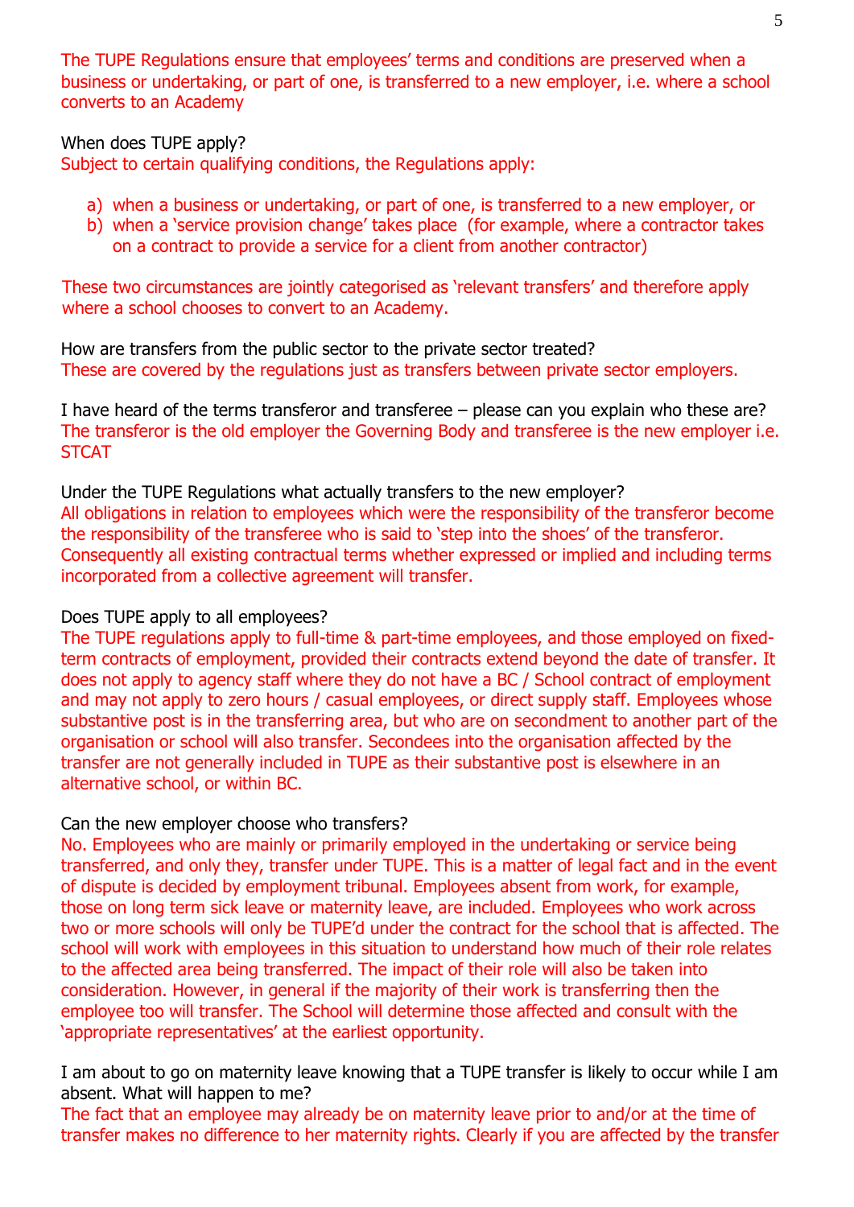The TUPE Regulations ensure that employees' terms and conditions are preserved when a business or undertaking, or part of one, is transferred to a new employer, i.e. where a school converts to an Academy

When does TUPE apply?

Subject to certain qualifying conditions, the Regulations apply:

a) when a business or undertaking, or part of one, is transferred to a new employer, or
b) when a 'service provision change' takes place (for example, where a contractor takes on a contract to provide a service for a client from another contractor)

These two circumstances are jointly categorised as 'relevant transfers' and therefore apply where a school chooses to convert to an Academy.

How are transfers from the public sector to the private sector treated?

These are covered by the regulations just as transfers between private sector employers.

I have heard of the terms transferor and transferee – please can you explain who these are?

The transferor is the old employer the Governing Body and transferee is the new employer i.e. STCAT

Under the TUPE Regulations what actually transfers to the new employer?

All obligations in relation to employees which were the responsibility of the transferor become the responsibility of the transferee who is said to 'step into the shoes' of the transferor. Consequently all existing contractual terms whether expressed or implied and including terms incorporated from a collective agreement will transfer.

Does TUPE apply to all employees?

The TUPE regulations apply to full-time & part-time employees, and those employed on fixed-term contracts of employment, provided their contracts extend beyond the date of transfer. It does not apply to agency staff where they do not have a BC / School contract of employment and may not apply to zero hours / casual employees, or direct supply staff. Employees whose substantive post is in the transferring area, but who are on secondment to another part of the organisation or school will also transfer. Secondees into the organisation affected by the transfer are not generally included in TUPE as their substantive post is elsewhere in an alternative school, or within BC.

Can the new employer choose who transfers?

No. Employees who are mainly or primarily employed in the undertaking or service being transferred, and only they, transfer under TUPE. This is a matter of legal fact and in the event of dispute is decided by employment tribunal. Employees absent from work, for example, those on long term sick leave or maternity leave, are included. Employees who work across two or more schools will only be TUPE'd under the contract for the school that is affected. The school will work with employees in this situation to understand how much of their role relates to the affected area being transferred. The impact of their role will also be taken into consideration. However, in general if the majority of their work is transferring then the employee too will transfer. The School will determine those affected and consult with the 'appropriate representatives' at the earliest opportunity.

I am about to go on maternity leave knowing that a TUPE transfer is likely to occur while I am absent. What will happen to me?

The fact that an employee may already be on maternity leave prior to and/or at the time of transfer makes no difference to her maternity rights. Clearly if you are affected by the transfer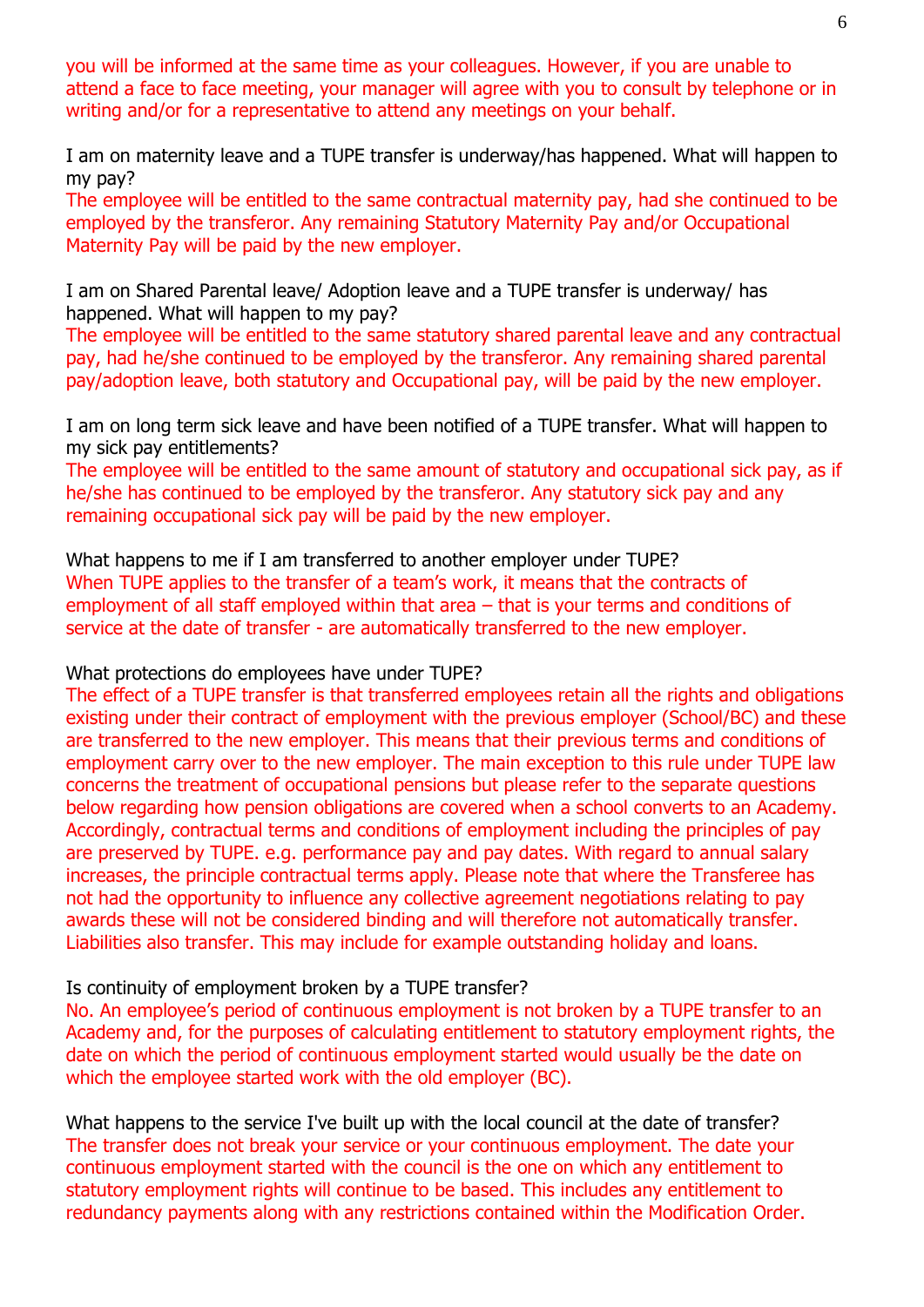you will be informed at the same time as your colleagues. However, if you are unable to attend a face to face meeting, your manager will agree with you to consult by telephone or in writing and/or for a representative to attend any meetings on your behalf.

I am on maternity leave and a TUPE transfer is underway/has happened. What will happen to my pay?

The employee will be entitled to the same contractual maternity pay, had she continued to be employed by the transferor. Any remaining Statutory Maternity Pay and/or Occupational Maternity Pay will be paid by the new employer.

I am on Shared Parental leave/ Adoption leave and a TUPE transfer is underway/ has happened. What will happen to my pay?

The employee will be entitled to the same statutory shared parental leave and any contractual pay, had he/she continued to be employed by the transferor. Any remaining shared parental pay/adoption leave, both statutory and Occupational pay, will be paid by the new employer.

I am on long term sick leave and have been notified of a TUPE transfer. What will happen to my sick pay entitlements?

The employee will be entitled to the same amount of statutory and occupational sick pay, as if he/she has continued to be employed by the transferor. Any statutory sick pay and any remaining occupational sick pay will be paid by the new employer.

What happens to me if I am transferred to another employer under TUPE?

When TUPE applies to the transfer of a team's work, it means that the contracts of employment of all staff employed within that area – that is your terms and conditions of service at the date of transfer - are automatically transferred to the new employer.

What protections do employees have under TUPE?

The effect of a TUPE transfer is that transferred employees retain all the rights and obligations existing under their contract of employment with the previous employer (School/BC) and these are transferred to the new employer. This means that their previous terms and conditions of employment carry over to the new employer. The main exception to this rule under TUPE law concerns the treatment of occupational pensions but please refer to the separate questions below regarding how pension obligations are covered when a school converts to an Academy. Accordingly, contractual terms and conditions of employment including the principles of pay are preserved by TUPE. e.g. performance pay and pay dates. With regard to annual salary increases, the principle contractual terms apply. Please note that where the Transferee has not had the opportunity to influence any collective agreement negotiations relating to pay awards these will not be considered binding and will therefore not automatically transfer. Liabilities also transfer. This may include for example outstanding holiday and loans.

Is continuity of employment broken by a TUPE transfer?

No. An employee's period of continuous employment is not broken by a TUPE transfer to an Academy and, for the purposes of calculating entitlement to statutory employment rights, the date on which the period of continuous employment started would usually be the date on which the employee started work with the old employer (BC).

What happens to the service I've built up with the local council at the date of transfer?

The transfer does not break your service or your continuous employment. The date your continuous employment started with the council is the one on which any entitlement to statutory employment rights will continue to be based. This includes any entitlement to redundancy payments along with any restrictions contained within the Modification Order.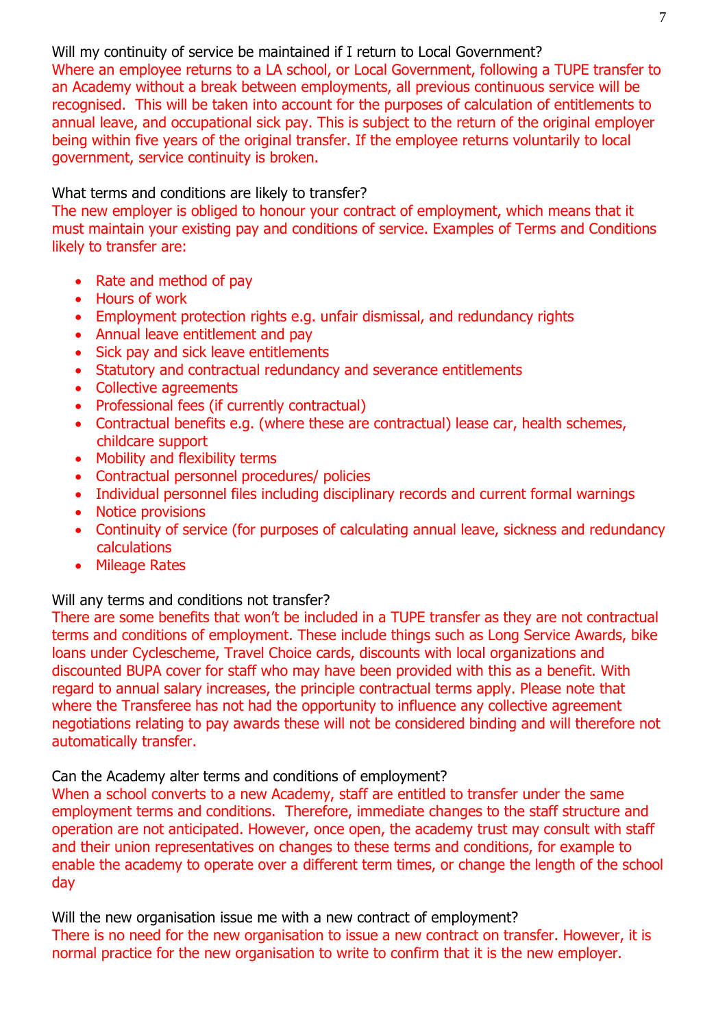Will my continuity of service be maintained if I return to Local Government?

Where an employee returns to a LA school, or Local Government, following a TUPE transfer to an Academy without a break between employments, all previous continuous service will be recognised. This will be taken into account for the purposes of calculation of entitlements to annual leave, and occupational sick pay. This is subject to the return of the original employer being within five years of the original transfer. If the employee returns voluntarily to local government, service continuity is broken.

What terms and conditions are likely to transfer?

The new employer is obliged to honour your contract of employment, which means that it must maintain your existing pay and conditions of service. Examples of Terms and Conditions likely to transfer are:

- Rate and method of pay
- Hours of work
- Employment protection rights e.g. unfair dismissal, and redundancy rights
- Annual leave entitlement and pay
- Sick pay and sick leave entitlements
- Statutory and contractual redundancy and severance entitlements
- Collective agreements
- Professional fees (if currently contractual)
- Contractual benefits e.g. (where these are contractual) lease car, health schemes, childcare support
- Mobility and flexibility terms
- Contractual personnel procedures/ policies
- Individual personnel files including disciplinary records and current formal warnings
- Notice provisions
- Continuity of service (for purposes of calculating annual leave, sickness and redundancy calculations
- Mileage Rates

Will any terms and conditions not transfer?

There are some benefits that won't be included in a TUPE transfer as they are not contractual terms and conditions of employment. These include things such as Long Service Awards, bike loans under Cyclescheme, Travel Choice cards, discounts with local organizations and discounted BUPA cover for staff who may have been provided with this as a benefit. With regard to annual salary increases, the principle contractual terms apply. Please note that where the Transferee has not had the opportunity to influence any collective agreement negotiations relating to pay awards these will not be considered binding and will therefore not automatically transfer.

Can the Academy alter terms and conditions of employment?

When a school converts to a new Academy, staff are entitled to transfer under the same employment terms and conditions. Therefore, immediate changes to the staff structure and operation are not anticipated. However, once open, the academy trust may consult with staff and their union representatives on changes to these terms and conditions, for example to enable the academy to operate over a different term times, or change the length of the school day

Will the new organisation issue me with a new contract of employment?

There is no need for the new organisation to issue a new contract on transfer. However, it is normal practice for the new organisation to write to confirm that it is the new employer.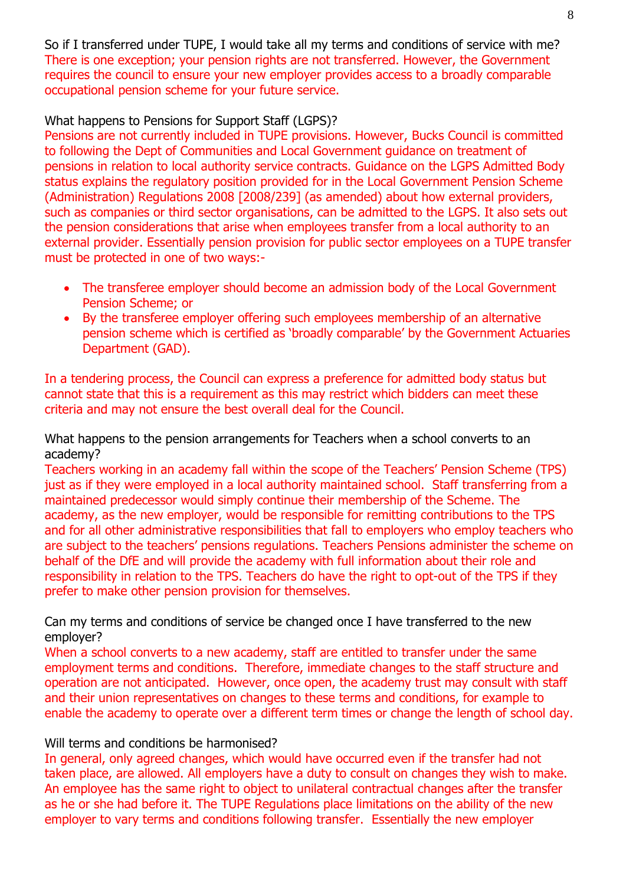So if I transferred under TUPE, I would take all my terms and conditions of service with me?
There is one exception; your pension rights are not transferred. However, the Government requires the council to ensure your new employer provides access to a broadly comparable occupational pension scheme for your future service.

What happens to Pensions for Support Staff (LGPS)?
Pensions are not currently included in TUPE provisions. However, Bucks Council is committed to following the Dept of Communities and Local Government guidance on treatment of pensions in relation to local authority service contracts. Guidance on the LGPS Admitted Body status explains the regulatory position provided for in the Local Government Pension Scheme (Administration) Regulations 2008 [2008/239] (as amended) about how external providers, such as companies or third sector organisations, can be admitted to the LGPS. It also sets out the pension considerations that arise when employees transfer from a local authority to an external provider. Essentially pension provision for public sector employees on a TUPE transfer must be protected in one of two ways:-

- The transferee employer should become an admission body of the Local Government Pension Scheme; or
- By the transferee employer offering such employees membership of an alternative pension scheme which is certified as 'broadly comparable' by the Government Actuaries Department (GAD).

In a tendering process, the Council can express a preference for admitted body status but cannot state that this is a requirement as this may restrict which bidders can meet these criteria and may not ensure the best overall deal for the Council.

What happens to the pension arrangements for Teachers when a school converts to an academy?
Teachers working in an academy fall within the scope of the Teachers' Pension Scheme (TPS) just as if they were employed in a local authority maintained school. Staff transferring from a maintained predecessor would simply continue their membership of the Scheme. The academy, as the new employer, would be responsible for remitting contributions to the TPS and for all other administrative responsibilities that fall to employers who employ teachers who are subject to the teachers' pensions regulations. Teachers Pensions administer the scheme on behalf of the DfE and will provide the academy with full information about their role and responsibility in relation to the TPS. Teachers do have the right to opt-out of the TPS if they prefer to make other pension provision for themselves.

Can my terms and conditions of service be changed once I have transferred to the new employer?
When a school converts to a new academy, staff are entitled to transfer under the same employment terms and conditions. Therefore, immediate changes to the staff structure and operation are not anticipated. However, once open, the academy trust may consult with staff and their union representatives on changes to these terms and conditions, for example to enable the academy to operate over a different term times or change the length of school day.

Will terms and conditions be harmonised?
In general, only agreed changes, which would have occurred even if the transfer had not taken place, are allowed. All employers have a duty to consult on changes they wish to make. An employee has the same right to object to unilateral contractual changes after the transfer as he or she had before it. The TUPE Regulations place limitations on the ability of the new employer to vary terms and conditions following transfer. Essentially the new employer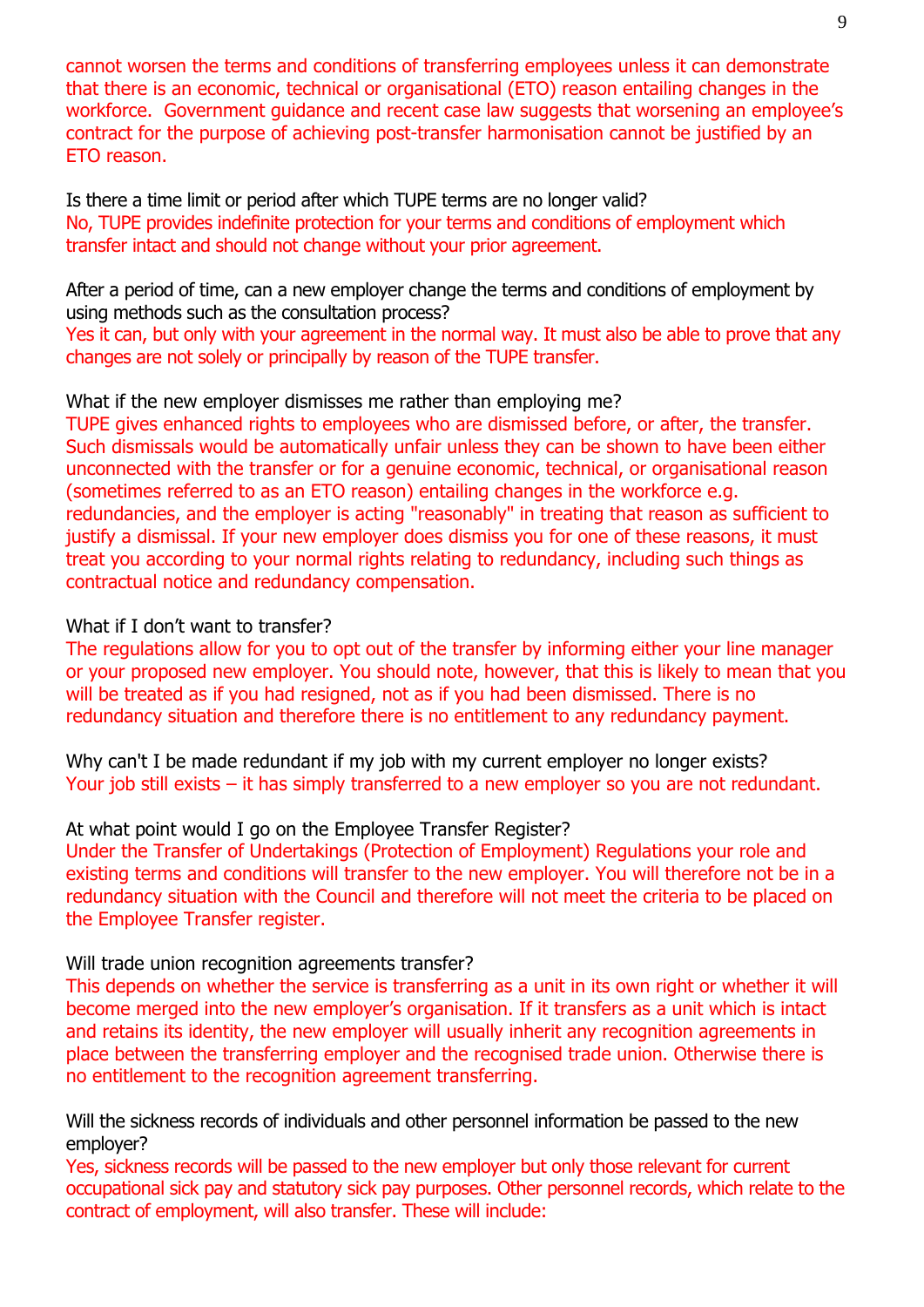cannot worsen the terms and conditions of transferring employees unless it can demonstrate that there is an economic, technical or organisational (ETO) reason entailing changes in the workforce. Government guidance and recent case law suggests that worsening an employee's contract for the purpose of achieving post-transfer harmonisation cannot be justified by an ETO reason.

Is there a time limit or period after which TUPE terms are no longer valid?
No, TUPE provides indefinite protection for your terms and conditions of employment which transfer intact and should not change without your prior agreement.

After a period of time, can a new employer change the terms and conditions of employment by using methods such as the consultation process?
Yes it can, but only with your agreement in the normal way. It must also be able to prove that any changes are not solely or principally by reason of the TUPE transfer.

What if the new employer dismisses me rather than employing me?
TUPE gives enhanced rights to employees who are dismissed before, or after, the transfer. Such dismissals would be automatically unfair unless they can be shown to have been either unconnected with the transfer or for a genuine economic, technical, or organisational reason (sometimes referred to as an ETO reason) entailing changes in the workforce e.g. redundancies, and the employer is acting "reasonably" in treating that reason as sufficient to justify a dismissal. If your new employer does dismiss you for one of these reasons, it must treat you according to your normal rights relating to redundancy, including such things as contractual notice and redundancy compensation.

What if I don't want to transfer?
The regulations allow for you to opt out of the transfer by informing either your line manager or your proposed new employer. You should note, however, that this is likely to mean that you will be treated as if you had resigned, not as if you had been dismissed. There is no redundancy situation and therefore there is no entitlement to any redundancy payment.

Why can't I be made redundant if my job with my current employer no longer exists?
Your job still exists – it has simply transferred to a new employer so you are not redundant.

At what point would I go on the Employee Transfer Register?
Under the Transfer of Undertakings (Protection of Employment) Regulations your role and existing terms and conditions will transfer to the new employer. You will therefore not be in a redundancy situation with the Council and therefore will not meet the criteria to be placed on the Employee Transfer register.

Will trade union recognition agreements transfer?
This depends on whether the service is transferring as a unit in its own right or whether it will become merged into the new employer's organisation. If it transfers as a unit which is intact and retains its identity, the new employer will usually inherit any recognition agreements in place between the transferring employer and the recognised trade union. Otherwise there is no entitlement to the recognition agreement transferring.

Will the sickness records of individuals and other personnel information be passed to the new employer?
Yes, sickness records will be passed to the new employer but only those relevant for current occupational sick pay and statutory sick pay purposes. Other personnel records, which relate to the contract of employment, will also transfer. These will include: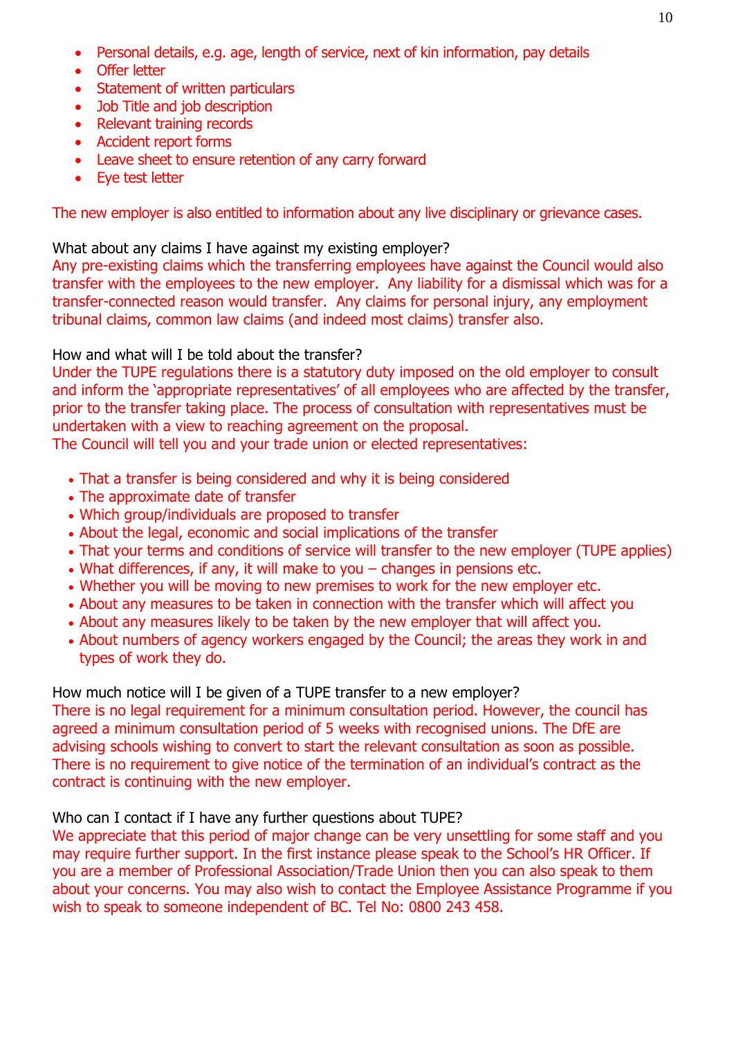- Personal details, e.g. age, length of service, next of kin information, pay details
- Offer letter
- Statement of written particulars
- Job Title and job description
- Relevant training records
- Accident report forms
- Leave sheet to ensure retention of any carry forward
- Eye test letter

The new employer is also entitled to information about any live disciplinary or grievance cases.

What about any claims I have against my existing employer?
Any pre-existing claims which the transferring employees have against the Council would also transfer with the employees to the new employer. Any liability for a dismissal which was for a transfer-connected reason would transfer. Any claims for personal injury, any employment tribunal claims, common law claims (and indeed most claims) transfer also.

How and what will I be told about the transfer?
Under the TUPE regulations there is a statutory duty imposed on the old employer to consult and inform the 'appropriate representatives' of all employees who are affected by the transfer, prior to the transfer taking place. The process of consultation with representatives must be undertaken with a view to reaching agreement on the proposal.
The Council will tell you and your trade union or elected representatives:

- That a transfer is being considered and why it is being considered
- The approximate date of transfer
- Which group/individuals are proposed to transfer
- About the legal, economic and social implications of the transfer
- That your terms and conditions of service will transfer to the new employer (TUPE applies)
- What differences, if any, it will make to you – changes in pensions etc.
- Whether you will be moving to new premises to work for the new employer etc.
- About any measures to be taken in connection with the transfer which will affect you
- About any measures likely to be taken by the new employer that will affect you.
- About numbers of agency workers engaged by the Council; the areas they work in and types of work they do.

How much notice will I be given of a TUPE transfer to a new employer?
There is no legal requirement for a minimum consultation period. However, the council has agreed a minimum consultation period of 5 weeks with recognised unions. The DfE are advising schools wishing to convert to start the relevant consultation as soon as possible. There is no requirement to give notice of the termination of an individual's contract as the contract is continuing with the new employer.

Who can I contact if I have any further questions about TUPE?
We appreciate that this period of major change can be very unsettling for some staff and you may require further support. In the first instance please speak to the School's HR Officer. If you are a member of Professional Association/Trade Union then you can also speak to them about your concerns. You may also wish to contact the Employee Assistance Programme if you wish to speak to someone independent of BC. Tel No: 0800 243 458.